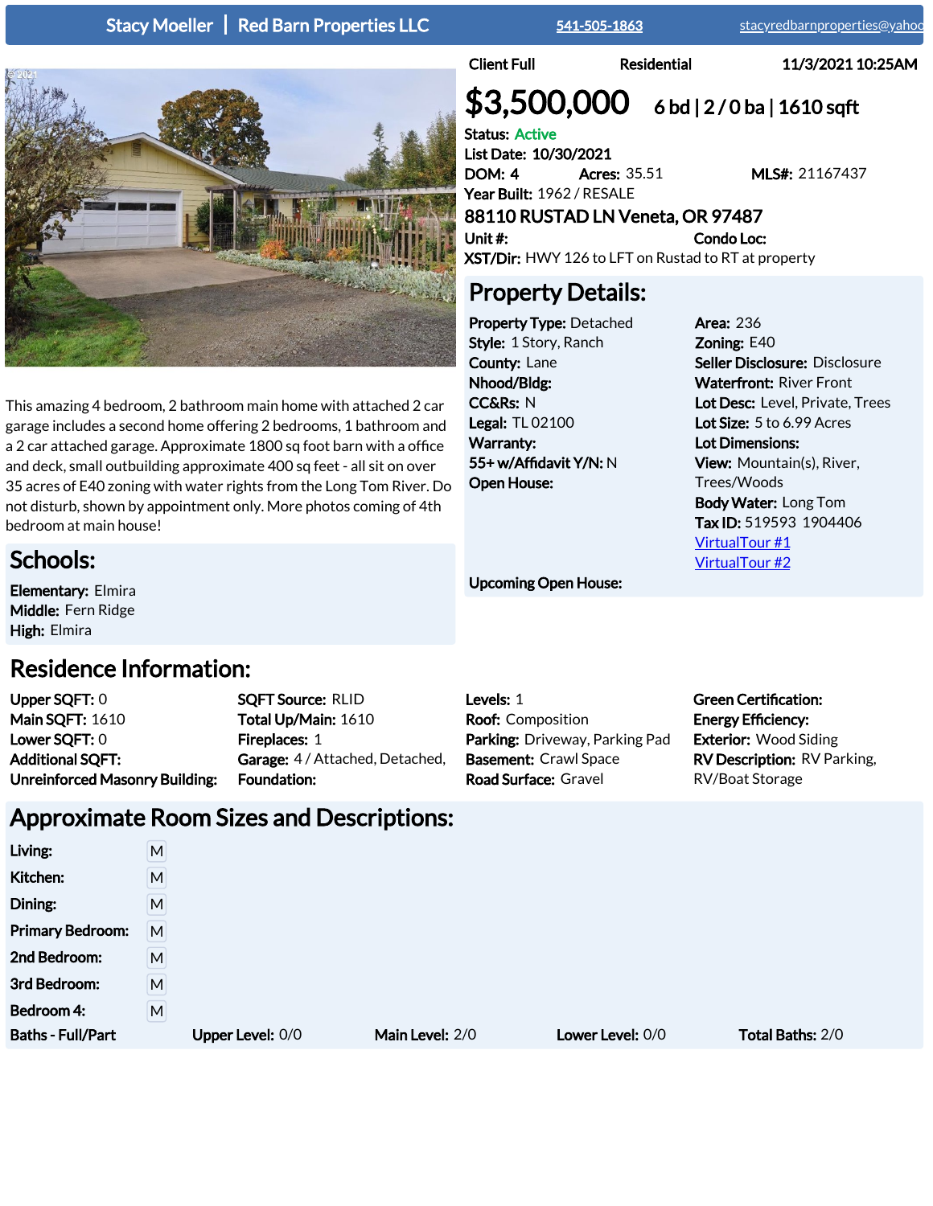**Stacy Moeller | Red Barn Properties LLC** 541-505-1863 stacyredbarnproperties@yahoo

Client Full | Residential | 11/3/2021 10:25AM

# $3,500,000 6 bd | 2 / 0 ba | 1610 sqft

**Status:** Active
**List Date:** 10/30/2021
**DOM:** 4 **Acres:** 35.51 **MLS#:** 21167437
**Year Built:** 1962 / RESALE

**88110 RUSTAD LN Veneta, OR 97487**

**Unit #:** **Condo Loc:**
**XST/Dir:** HWY 126 to LFT on Rustad to RT at property

This amazing 4 bedroom, 2 bathroom main home with attached 2 car garage includes a second home offering 2 bedrooms, 1 bathroom and a 2 car attached garage. Approximate 1800 sq foot barn with a office and deck, small outbuilding approximate 400 sq feet - all sit on over 35 acres of E40 zoning with water rights from the Long Tom River. Do not disturb, shown by appointment only. More photos coming of 4th bedroom at main house!

## Schools:

**Elementary:** Elmira
**Middle:** Fern Ridge
**High:** Elmira

## Property Details:

**Property Type:** Detached
**Style:** 1 Story, Ranch
**County:** Lane
**Nhood/Bldg:**
**CC&Rs:** N
**Legal:** TL 02100
**Warranty:**
**55+ w/Affidavit Y/N:** N
**Open House:**

**Area:** 236
**Zoning:** E40
**Seller Disclosure:** Disclosure
**Waterfront:** River Front
**Lot Desc:** Level, Private, Trees
**Lot Size:** 5 to 6.99 Acres
**Lot Dimensions:**
**View:** Mountain(s), River, Trees/Woods
**Body Water:** Long Tom
**Tax ID:** 519593 1904406
VirtualTour #1
VirtualTour #2

**Upcoming Open House:**

## Residence Information:

**Upper SQFT:** 0
**Main SQFT:** 1610
**Lower SQFT:** 0
**Additional SQFT:**
**Unreinforced Masonry Building:**

**SQFT Source:** RLID
**Total Up/Main:** 1610
**Fireplaces:** 1
**Garage:** 4 / Attached, Detached,
**Foundation:**

**Levels:** 1
**Roof:** Composition
**Parking:** Driveway, Parking Pad
**Basement:** Crawl Space
**Road Surface:** Gravel

**Green Certification:**
**Energy Efficiency:**
**Exterior:** Wood Siding
**RV Description:** RV Parking, RV/Boat Storage

## Approximate Room Sizes and Descriptions:

| Room | Level |
|---|---|
| **Living:** | M |
| **Kitchen:** | M |
| **Dining:** | M |
| **Primary Bedroom:** | M |
| **2nd Bedroom:** | M |
| **3rd Bedroom:** | M |
| **Bedroom 4:** | M |

**Baths - Full/Part** **Upper Level:** 0/0 **Main Level:** 2/0 **Lower Level:** 0/0 **Total Baths:** 2/0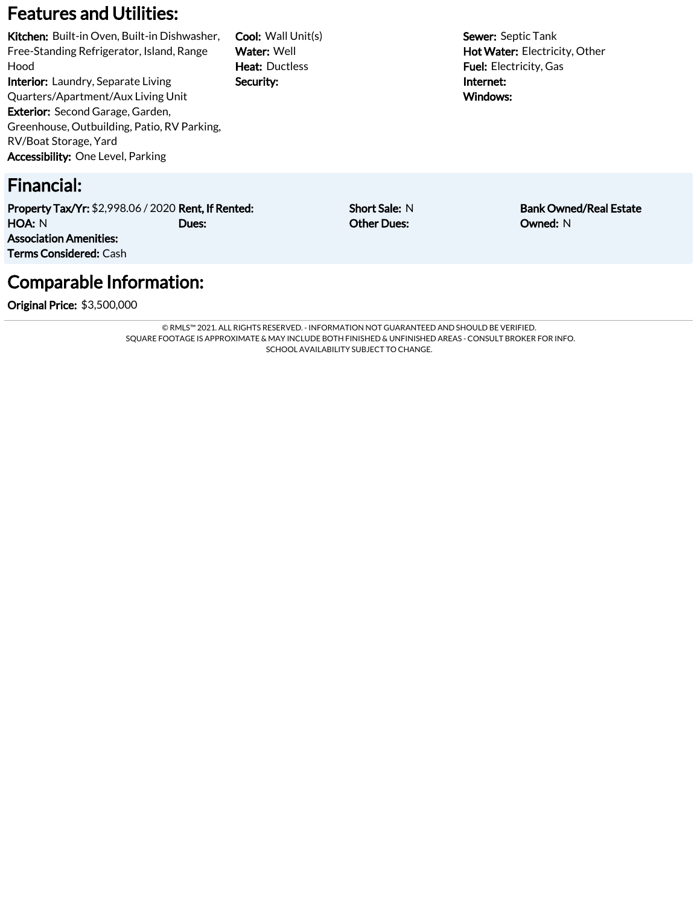## Features and Utilities:

**Kitchen:** Built-in Oven, Built-in Dishwasher, Free-Standing Refrigerator, Island, Range Hood
**Interior:** Laundry, Separate Living Quarters/Apartment/Aux Living Unit
**Exterior:** Second Garage, Garden, Greenhouse, Outbuilding, Patio, RV Parking, RV/Boat Storage, Yard
**Accessibility:** One Level, Parking

**Cool:** Wall Unit(s)
**Water:** Well
**Heat:** Ductless
**Security:**

**Sewer:** Septic Tank
**Hot Water:** Electricity, Other
**Fuel:** Electricity, Gas
**Internet:**
**Windows:**

## Financial:

**Property Tax/Yr:** $2,998.06 / 2020
**HOA:** N
**Association Amenities:**
**Terms Considered:** Cash

**Rent, If Rented:**
**Dues:**

**Short Sale:** N
**Other Dues:**

**Bank Owned/Real Estate Owned:** N

## Comparable Information:

**Original Price:** $3,500,000

© RMLS™ 2021. ALL RIGHTS RESERVED. - INFORMATION NOT GUARANTEED AND SHOULD BE VERIFIED.
SQUARE FOOTAGE IS APPROXIMATE & MAY INCLUDE BOTH FINISHED & UNFINISHED AREAS - CONSULT BROKER FOR INFO.
SCHOOL AVAILABILITY SUBJECT TO CHANGE.